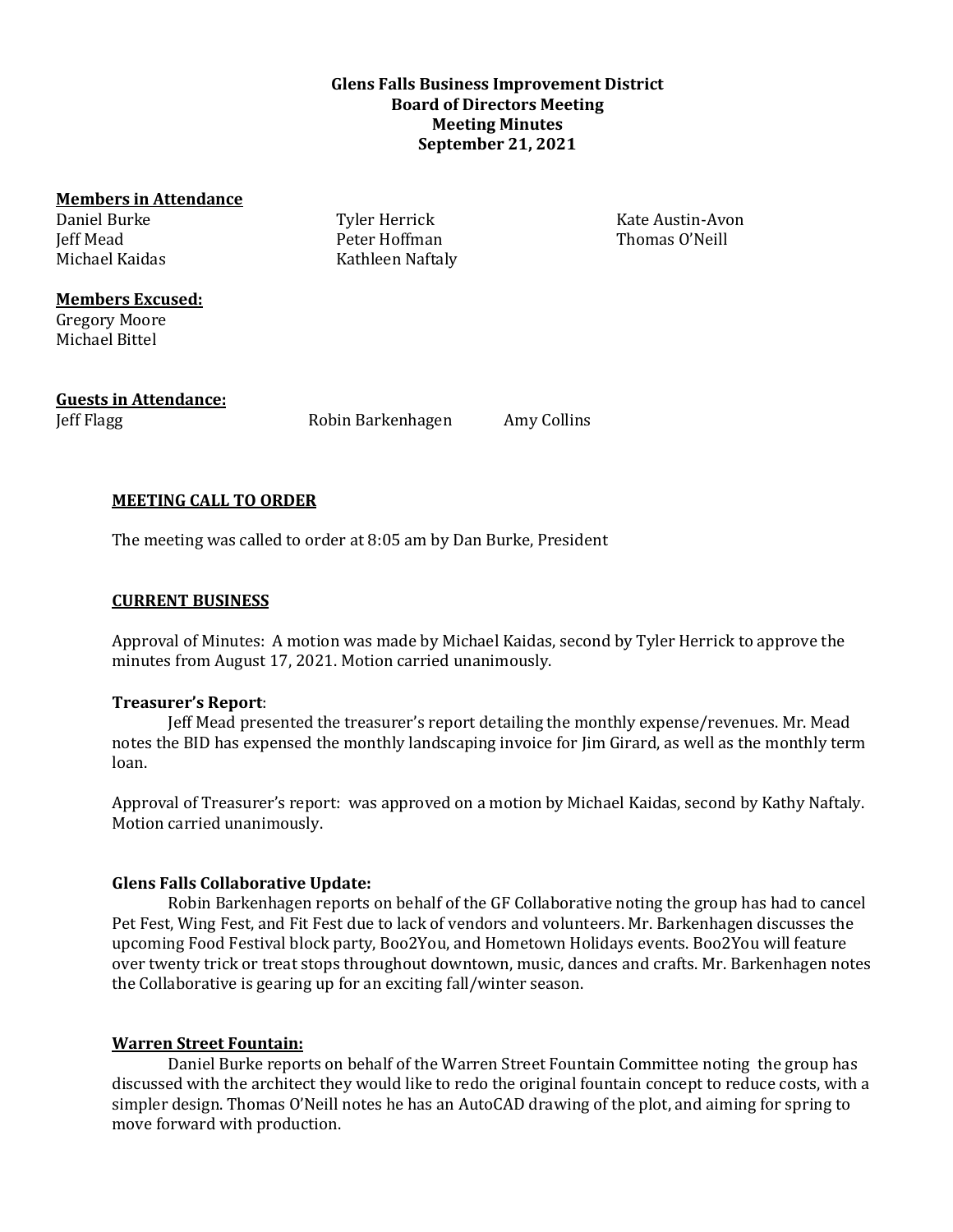**Glens Falls Business Improvement District**
**Board of Directors Meeting**
**Meeting Minutes**
**September 21, 2021**

**Members in Attendance**

Daniel Burke
Jeff Mead
Michael Kaidas
Tyler Herrick
Peter Hoffman
Kathleen Naftaly
Kate Austin-Avon
Thomas O'Neill

**Members Excused:**

Gregory Moore
Michael Bittel

**Guests in Attendance:**

Jeff Flagg
Robin Barkenhagen
Amy Collins

**MEETING CALL TO ORDER**

The meeting was called to order at 8:05 am by Dan Burke, President

**CURRENT BUSINESS**

Approval of Minutes: A motion was made by Michael Kaidas, second by Tyler Herrick to approve the minutes from August 17, 2021. Motion carried unanimously.

**Treasurer's Report**:

Jeff Mead presented the treasurer's report detailing the monthly expense/revenues. Mr. Mead notes the BID has expensed the monthly landscaping invoice for Jim Girard, as well as the monthly term loan.

Approval of Treasurer's report: was approved on a motion by Michael Kaidas, second by Kathy Naftaly. Motion carried unanimously.

**Glens Falls Collaborative Update:**

Robin Barkenhagen reports on behalf of the GF Collaborative noting the group has had to cancel Pet Fest, Wing Fest, and Fit Fest due to lack of vendors and volunteers. Mr. Barkenhagen discusses the upcoming Food Festival block party, Boo2You, and Hometown Holidays events. Boo2You will feature over twenty trick or treat stops throughout downtown, music, dances and crafts. Mr. Barkenhagen notes the Collaborative is gearing up for an exciting fall/winter season.

**Warren Street Fountain:**

Daniel Burke reports on behalf of the Warren Street Fountain Committee noting the group has discussed with the architect they would like to redo the original fountain concept to reduce costs, with a simpler design. Thomas O'Neill notes he has an AutoCAD drawing of the plot, and aiming for spring to move forward with production.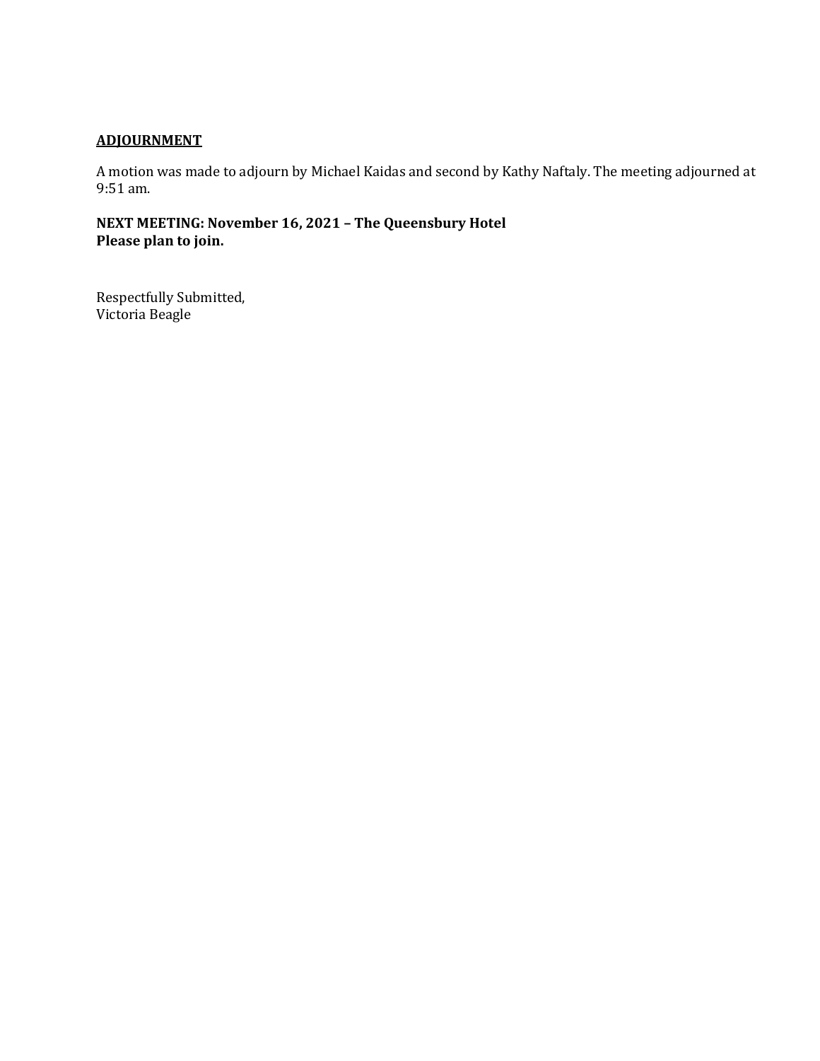**ADJOURNMENT**

A motion was made to adjourn by Michael Kaidas and second by Kathy Naftaly. The meeting adjourned at 9:51 am.

**NEXT MEETING: November 16, 2021 – The Queensbury Hotel**
**Please plan to join.**

Respectfully Submitted,
Victoria Beagle